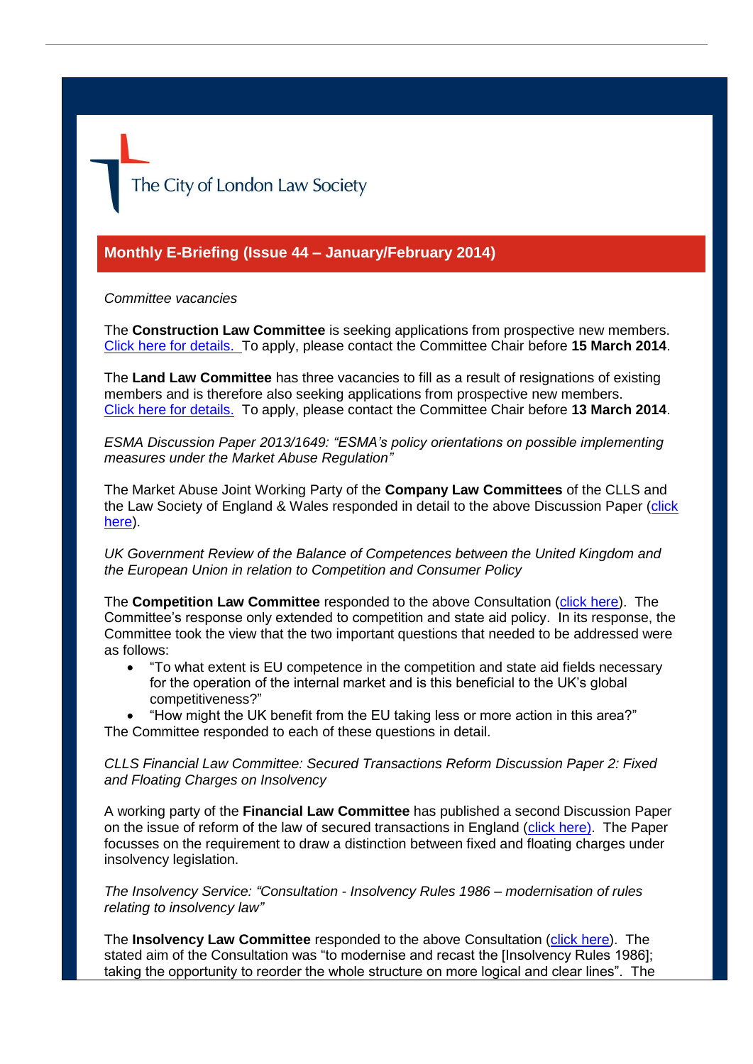The City of London Law Society

## Monthly E-Briefing (Issue 44 – January/February 2014)

*Committee vacancies*

The **Construction Law Committee** is seeking applications from prospective new members. Click here for details. To apply, please contact the Committee Chair before **15 March 2014**.

The **Land Law Committee** has three vacancies to fill as a result of resignations of existing members and is therefore also seeking applications from prospective new members. Click here for details. To apply, please contact the Committee Chair before **13 March 2014**.

*ESMA Discussion Paper 2013/1649: "ESMA's policy orientations on possible implementing measures under the Market Abuse Regulation"*

The Market Abuse Joint Working Party of the **Company Law Committees** of the CLLS and the Law Society of England & Wales responded in detail to the above Discussion Paper (click here).

*UK Government Review of the Balance of Competences between the United Kingdom and the European Union in relation to Competition and Consumer Policy*

The **Competition Law Committee** responded to the above Consultation (click here). The Committee's response only extended to competition and state aid policy. In its response, the Committee took the view that the two important questions that needed to be addressed were as follows:

- "To what extent is EU competence in the competition and state aid fields necessary for the operation of the internal market and is this beneficial to the UK's global competitiveness?"
- "How might the UK benefit from the EU taking less or more action in this area?"

The Committee responded to each of these questions in detail.

*CLLS Financial Law Committee: Secured Transactions Reform Discussion Paper 2: Fixed and Floating Charges on Insolvency*

A working party of the **Financial Law Committee** has published a second Discussion Paper on the issue of reform of the law of secured transactions in England (click here). The Paper focusses on the requirement to draw a distinction between fixed and floating charges under insolvency legislation.

*The Insolvency Service: "Consultation - Insolvency Rules 1986 – modernisation of rules relating to insolvency law"*

The **Insolvency Law Committee** responded to the above Consultation (click here). The stated aim of the Consultation was "to modernise and recast the [Insolvency Rules 1986]; taking the opportunity to reorder the whole structure on more logical and clear lines". The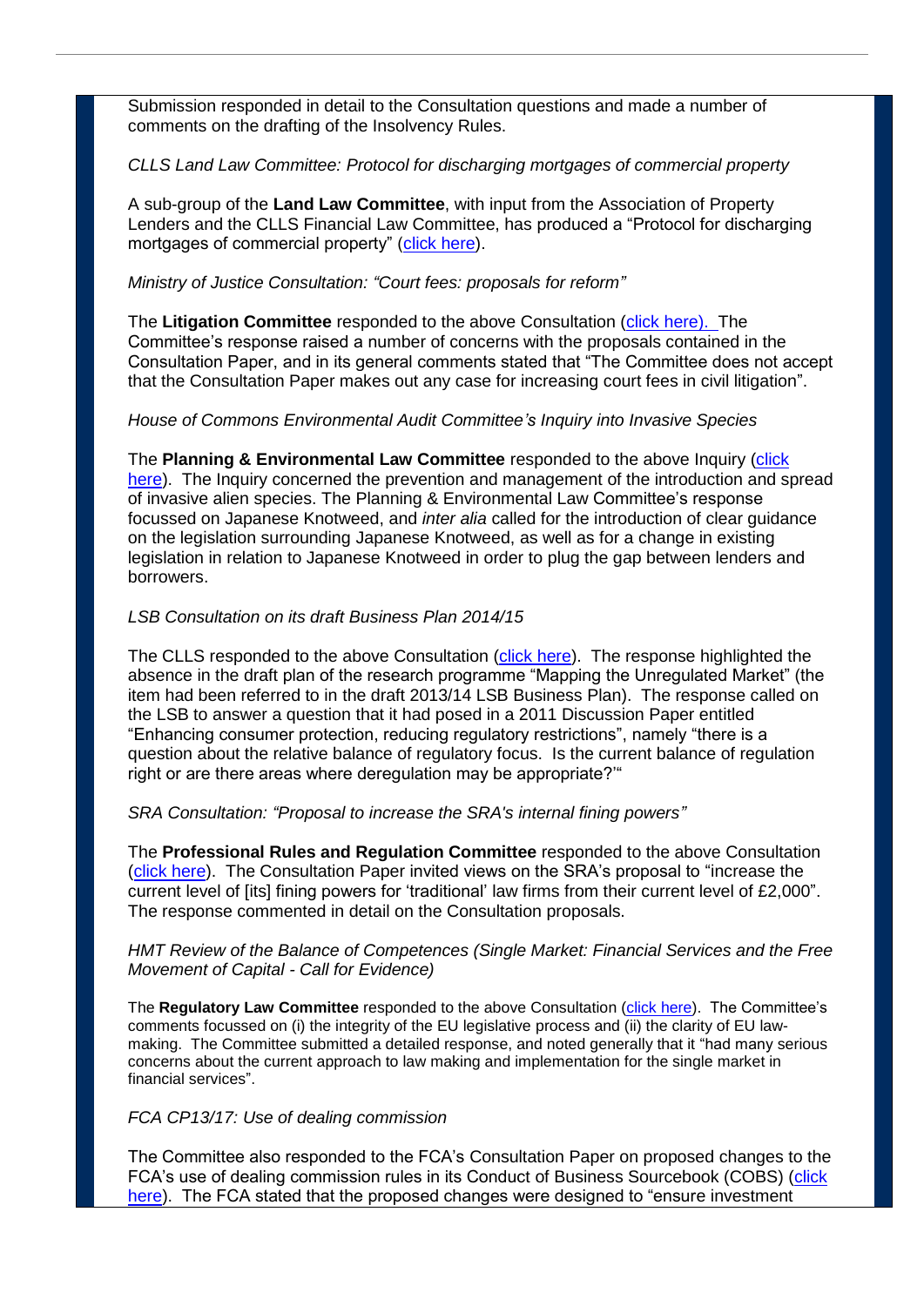Submission responded in detail to the Consultation questions and made a number of comments on the drafting of the Insolvency Rules.

*CLLS Land Law Committee: Protocol for discharging mortgages of commercial property*

A sub-group of the **Land Law Committee**, with input from the Association of Property Lenders and the CLLS Financial Law Committee, has produced a "Protocol for discharging mortgages of commercial property" (click here).

*Ministry of Justice Consultation: "Court fees: proposals for reform"*

The **Litigation Committee** responded to the above Consultation (click here). The Committee's response raised a number of concerns with the proposals contained in the Consultation Paper, and in its general comments stated that "The Committee does not accept that the Consultation Paper makes out any case for increasing court fees in civil litigation".

*House of Commons Environmental Audit Committee's Inquiry into Invasive Species*

The **Planning & Environmental Law Committee** responded to the above Inquiry (click here). The Inquiry concerned the prevention and management of the introduction and spread of invasive alien species. The Planning & Environmental Law Committee's response focussed on Japanese Knotweed, and *inter alia* called for the introduction of clear guidance on the legislation surrounding Japanese Knotweed, as well as for a change in existing legislation in relation to Japanese Knotweed in order to plug the gap between lenders and borrowers.

*LSB Consultation on its draft Business Plan 2014/15*

The CLLS responded to the above Consultation (click here). The response highlighted the absence in the draft plan of the research programme "Mapping the Unregulated Market" (the item had been referred to in the draft 2013/14 LSB Business Plan). The response called on the LSB to answer a question that it had posed in a 2011 Discussion Paper entitled "Enhancing consumer protection, reducing regulatory restrictions", namely "there is a question about the relative balance of regulatory focus. Is the current balance of regulation right or are there areas where deregulation may be appropriate?'"

*SRA Consultation: "Proposal to increase the SRA's internal fining powers"*

The **Professional Rules and Regulation Committee** responded to the above Consultation (click here). The Consultation Paper invited views on the SRA's proposal to "increase the current level of [its] fining powers for 'traditional' law firms from their current level of £2,000". The response commented in detail on the Consultation proposals.

*HMT Review of the Balance of Competences (Single Market: Financial Services and the Free Movement of Capital - Call for Evidence)*

The **Regulatory Law Committee** responded to the above Consultation (click here). The Committee's comments focussed on (i) the integrity of the EU legislative process and (ii) the clarity of EU law-making. The Committee submitted a detailed response, and noted generally that it "had many serious concerns about the current approach to law making and implementation for the single market in financial services".

*FCA CP13/17: Use of dealing commission*

The Committee also responded to the FCA's Consultation Paper on proposed changes to the FCA's use of dealing commission rules in its Conduct of Business Sourcebook (COBS) (click here). The FCA stated that the proposed changes were designed to "ensure investment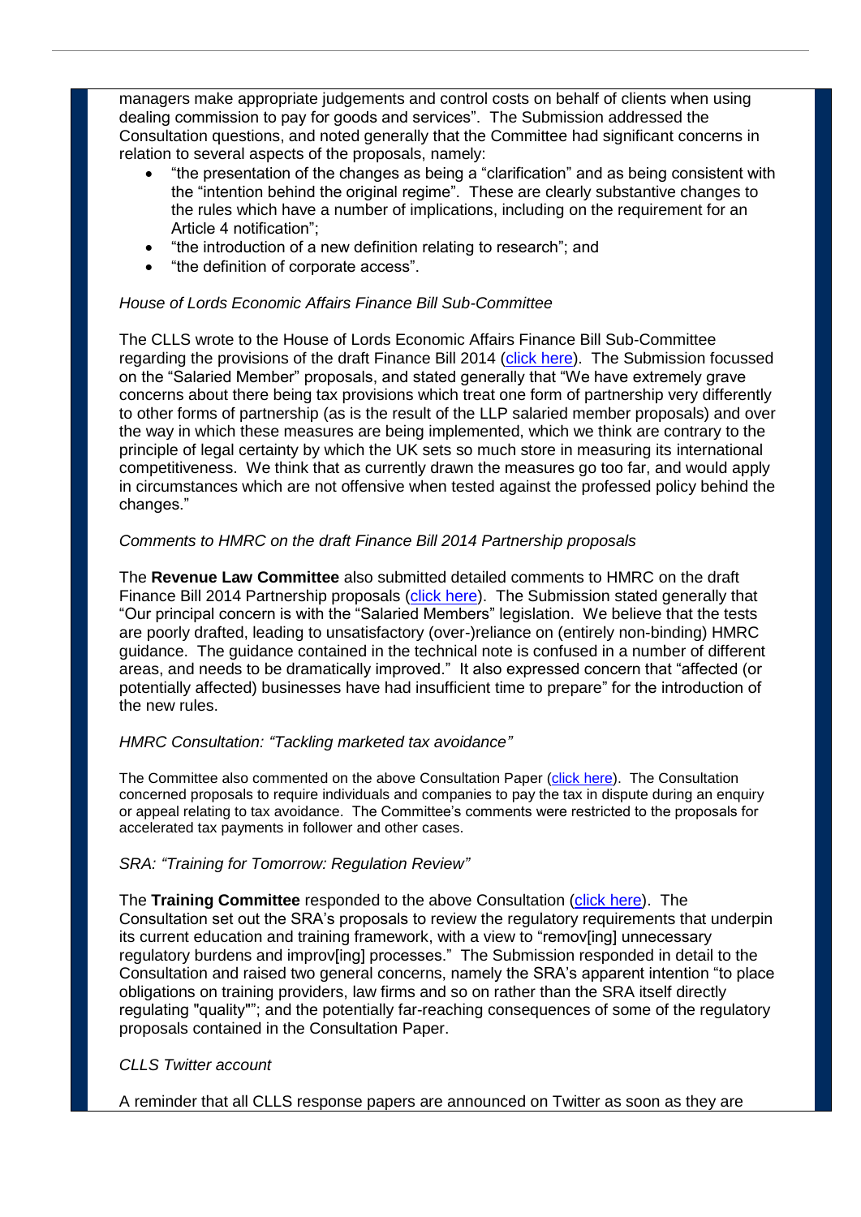managers make appropriate judgements and control costs on behalf of clients when using dealing commission to pay for goods and services". The Submission addressed the Consultation questions, and noted generally that the Committee had significant concerns in relation to several aspects of the proposals, namely:

- "the presentation of the changes as being a "clarification" and as being consistent with the "intention behind the original regime". These are clearly substantive changes to the rules which have a number of implications, including on the requirement for an Article 4 notification";
- "the introduction of a new definition relating to research"; and
- "the definition of corporate access".

*House of Lords Economic Affairs Finance Bill Sub-Committee*

The CLLS wrote to the House of Lords Economic Affairs Finance Bill Sub-Committee regarding the provisions of the draft Finance Bill 2014 (click here). The Submission focussed on the "Salaried Member" proposals, and stated generally that "We have extremely grave concerns about there being tax provisions which treat one form of partnership very differently to other forms of partnership (as is the result of the LLP salaried member proposals) and over the way in which these measures are being implemented, which we think are contrary to the principle of legal certainty by which the UK sets so much store in measuring its international competitiveness. We think that as currently drawn the measures go too far, and would apply in circumstances which are not offensive when tested against the professed policy behind the changes."

*Comments to HMRC on the draft Finance Bill 2014 Partnership proposals*

The **Revenue Law Committee** also submitted detailed comments to HMRC on the draft Finance Bill 2014 Partnership proposals (click here). The Submission stated generally that "Our principal concern is with the "Salaried Members" legislation. We believe that the tests are poorly drafted, leading to unsatisfactory (over-)reliance on (entirely non-binding) HMRC guidance. The guidance contained in the technical note is confused in a number of different areas, and needs to be dramatically improved." It also expressed concern that "affected (or potentially affected) businesses have had insufficient time to prepare" for the introduction of the new rules.

*HMRC Consultation: "Tackling marketed tax avoidance"*

The Committee also commented on the above Consultation Paper (click here). The Consultation concerned proposals to require individuals and companies to pay the tax in dispute during an enquiry or appeal relating to tax avoidance. The Committee's comments were restricted to the proposals for accelerated tax payments in follower and other cases.

*SRA: "Training for Tomorrow: Regulation Review"*

The **Training Committee** responded to the above Consultation (click here). The Consultation set out the SRA's proposals to review the regulatory requirements that underpin its current education and training framework, with a view to "remov[ing] unnecessary regulatory burdens and improv[ing] processes." The Submission responded in detail to the Consultation and raised two general concerns, namely the SRA's apparent intention "to place obligations on training providers, law firms and so on rather than the SRA itself directly regulating "quality""; and the potentially far-reaching consequences of some of the regulatory proposals contained in the Consultation Paper.

*CLLS Twitter account*

A reminder that all CLLS response papers are announced on Twitter as soon as they are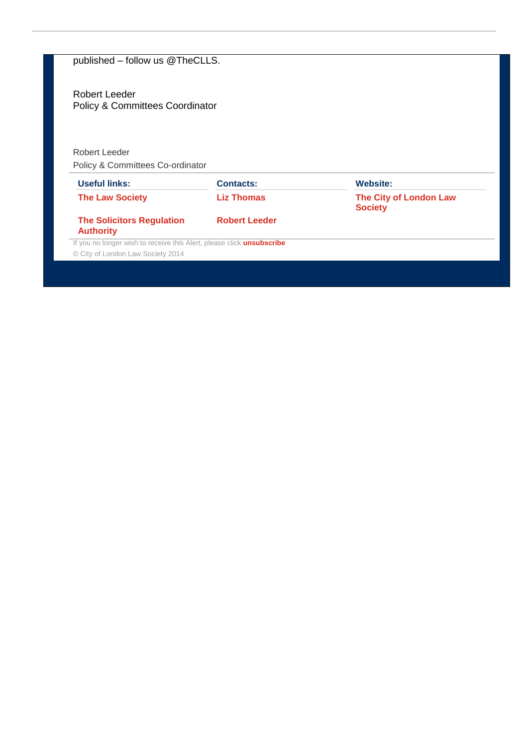published – follow us @TheCLLS.

Robert Leeder
Policy & Committees Coordinator

Robert Leeder
Policy & Committees Co-ordinator

| Useful links: | Contacts: | Website: |
| --- | --- | --- |
| **The Law Society** | **Liz Thomas** | **The City of London Law Society** |
| **The Solicitors Regulation Authority** | **Robert Leeder** | |

If you no longer wish to receive this Alert, please click **unsubscribe**

© City of London Law Society 2014